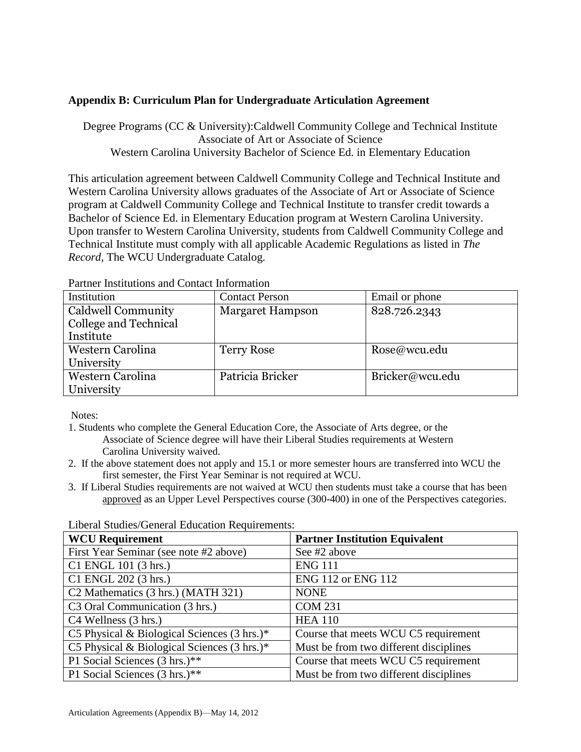## Appendix B: Curriculum Plan for Undergraduate Articulation Agreement

Degree Programs (CC & University):Caldwell Community College and Technical Institute
Associate of Art or Associate of Science
Western Carolina University Bachelor of Science Ed. in Elementary Education

This articulation agreement between Caldwell Community College and Technical Institute and Western Carolina University allows graduates of the Associate of Art or Associate of Science program at Caldwell Community College and Technical Institute to transfer credit towards a Bachelor of Science Ed. in Elementary Education program at Western Carolina University. Upon transfer to Western Carolina University, students from Caldwell Community College and Technical Institute must comply with all applicable Academic Regulations as listed in *The Record*, The WCU Undergraduate Catalog.

Partner Institutions and Contact Information

| Institution | Contact Person | Email or phone |
|---|---|---|
| Caldwell Community College and Technical Institute | Margaret Hampson | 828.726.2343 |
| Western Carolina University | Terry Rose | Rose@wcu.edu |
| Western Carolina University | Patricia Bricker | Bricker@wcu.edu |

Notes:

1. Students who complete the General Education Core, the Associate of Arts degree, or the Associate of Science degree will have their Liberal Studies requirements at Western Carolina University waived.
2. If the above statement does not apply and 15.1 or more semester hours are transferred into WCU the first semester, the First Year Seminar is not required at WCU.
3. If Liberal Studies requirements are not waived at WCU then students must take a course that has been approved as an Upper Level Perspectives course (300-400) in one of the Perspectives categories.

Liberal Studies/General Education Requirements:

| WCU Requirement | Partner Institution Equivalent |
|---|---|
| First Year Seminar (see note #2 above) | See #2 above |
| C1 ENGL 101 (3 hrs.) | ENG 111 |
| C1 ENGL 202 (3 hrs.) | ENG 112 or ENG 112 |
| C2 Mathematics (3 hrs.) (MATH 321) | NONE |
| C3 Oral Communication (3 hrs.) | COM 231 |
| C4 Wellness (3 hrs.) | HEA 110 |
| C5 Physical & Biological Sciences (3 hrs.)* | Course that meets WCU C5 requirement |
| C5 Physical & Biological Sciences (3 hrs.)* | Must be from two different disciplines |
| P1 Social Sciences (3 hrs.)** | Course that meets WCU C5 requirement |
| P1 Social Sciences (3 hrs.)** | Must be from two different disciplines |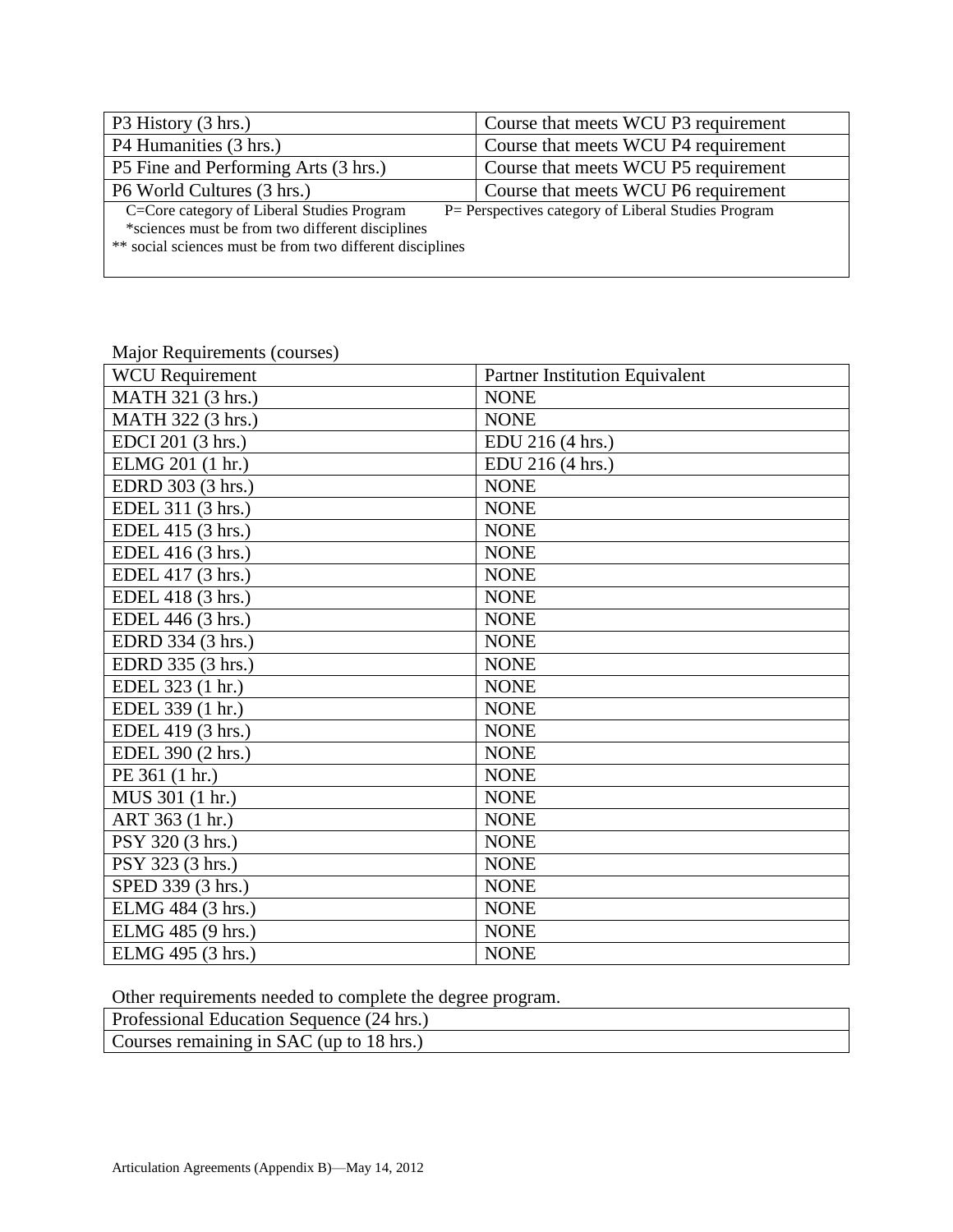| P3 History (3 hrs.) | Course that meets WCU P3 requirement |
|---|---|
| P4 Humanities (3 hrs.) | Course that meets WCU P4 requirement |
| P5 Fine and Performing Arts (3 hrs.) | Course that meets WCU P5 requirement |
| P6 World Cultures (3 hrs.) | Course that meets WCU P6 requirement |

C=Core category of Liberal Studies Program P= Perspectives category of Liberal Studies Program
*sciences must be from two different disciplines
** social sciences must be from two different disciplines

Major Requirements (courses)

| WCU Requirement | Partner Institution Equivalent |
|---|---|
| MATH 321 (3 hrs.) | NONE |
| MATH 322 (3 hrs.) | NONE |
| EDCI 201 (3 hrs.) | EDU 216 (4 hrs.) |
| ELMG 201 (1 hr.) | EDU 216 (4 hrs.) |
| EDRD 303 (3 hrs.) | NONE |
| EDEL 311 (3 hrs.) | NONE |
| EDEL 415 (3 hrs.) | NONE |
| EDEL 416 (3 hrs.) | NONE |
| EDEL 417 (3 hrs.) | NONE |
| EDEL 418 (3 hrs.) | NONE |
| EDEL 446 (3 hrs.) | NONE |
| EDRD 334 (3 hrs.) | NONE |
| EDRD 335 (3 hrs.) | NONE |
| EDEL 323 (1 hr.) | NONE |
| EDEL 339 (1 hr.) | NONE |
| EDEL 419 (3 hrs.) | NONE |
| EDEL 390 (2 hrs.) | NONE |
| PE 361 (1 hr.) | NONE |
| MUS 301 (1 hr.) | NONE |
| ART 363 (1 hr.) | NONE |
| PSY 320 (3 hrs.) | NONE |
| PSY 323 (3 hrs.) | NONE |
| SPED 339 (3 hrs.) | NONE |
| ELMG 484 (3 hrs.) | NONE |
| ELMG 485 (9 hrs.) | NONE |
| ELMG 495 (3 hrs.) | NONE |

Other requirements needed to complete the degree program.

| Professional Education Sequence (24 hrs.) |
|---|
| Courses remaining in SAC (up to 18 hrs.) |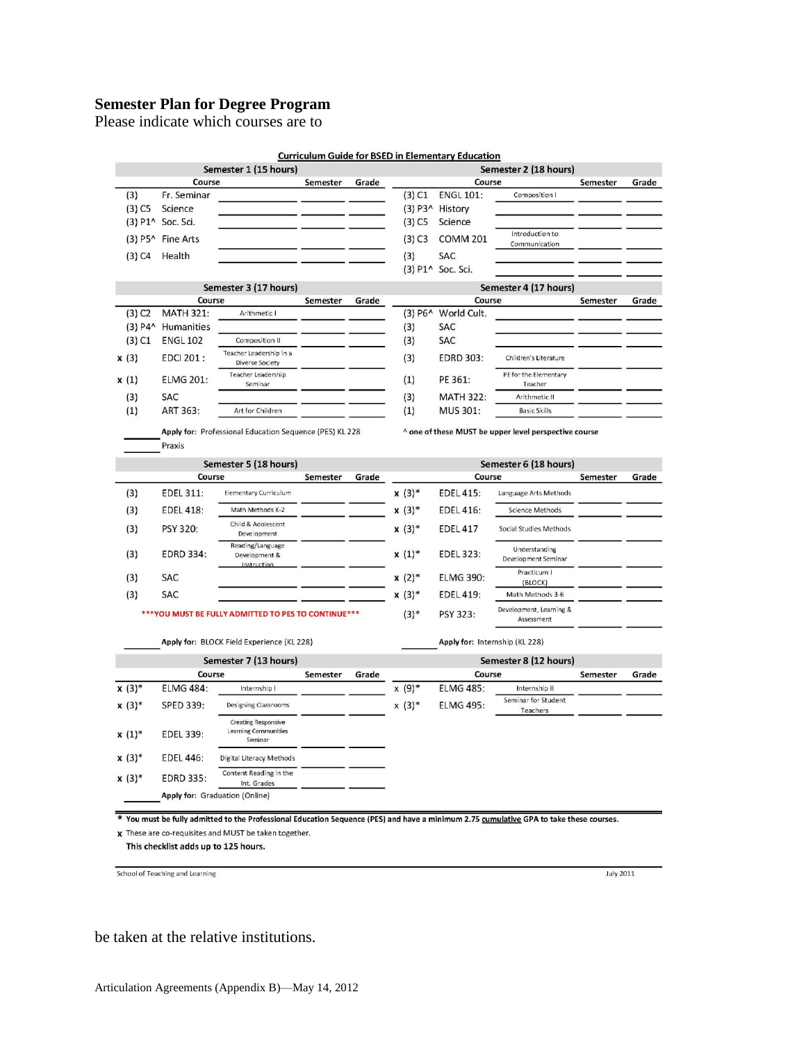**Semester Plan for Degree Program**

Please indicate which courses are to

**Curriculum Guide for BSED in Elementary Education**

| Semester 1 (15 hours) | | | | | Semester 2 (18 hours) | | | | |
|---|---|---|---|---|---|---|---|---|---|
| Course | | | Semester | Grade | Course | | | Semester | Grade |
| (3) | Fr. Seminar | | | | (3) C1 | ENGL 101: | Composition I | | |
| (3) C5 | Science | | | | (3) P3^ | History | | | |
| (3) P1^ | Soc. Sci. | | | | (3) C5 | Science | | | |
| (3) P5^ | Fine Arts | | | | (3) C3 | COMM 201 | Introduction to Communication | | |
| (3) C4 | Health | | | | (3) | SAC | | | |
| | | | | | (3) P1^ | Soc. Sci. | | | |

| Semester 3 (17 hours) | | | | | Semester 4 (17 hours) | | | | |
|---|---|---|---|---|---|---|---|---|---|
| Course | | | Semester | Grade | Course | | | Semester | Grade |
| (3) C2 | MATH 321: | Arithmetic I | | | (3) P6^ | World Cult. | | | |
| (3) P4^ | Humanities | | | | (3) | SAC | | | |
| (3) C1 | ENGL 102 | Composition II | | | (3) | SAC | | | |
| x (3) | EDCI 201 : | Teacher Leadership in a Diverse Society | | | (3) | EDRD 303: | Children's Literature | | |
| x (1) | ELMG 201: | Teacher Leadership Seminar | | | (1) | PE 361: | PE for the Elementary Teacher | | |
| (3) | SAC | | | | (3) | MATH 322: | Arithmetic II | | |
| (1) | ART 363: | Art for Children | | | (1) | MUS 301: | Basic Skills | | |

_______ **Apply for:** Professional Education Sequence (PES) KL 228

_______ Praxis

^ **one of these MUST be upper level perspective course**

| Semester 5 (18 hours) | | | | | Semester 6 (18 hours) | | | | |
|---|---|---|---|---|---|---|---|---|---|
| Course | | | Semester | Grade | Course | | | Semester | Grade |
| (3) | EDEL 311: | Elementary Curriculum | | | x (3)* | EDEL 415: | Language Arts Methods | | |
| (3) | EDEL 418: | Math Methods K-2 | | | x (3)* | EDEL 416: | Science Methods | | |
| (3) | PSY 320: | Child & Adolescent Development | | | x (3)* | EDEL 417 | Social Studies Methods | | |
| (3) | EDRD 334: | Reading/Language Development & Instruction | | | x (1)* | EDEL 323: | Understanding Development Seminar | | |
| (3) | SAC | | | | x (2)* | ELMG 390: | Practicum I (BLOCK) | | |
| (3) | SAC | | | | x (3)* | EDEL 419: | Math Methods 3-6 | | |
| | | | | | (3)* | PSY 323: | Development, Learning & Assessment | | |

*****YOU MUST BE FULLY ADMITTED TO PES TO CONTINUE*****

_______ **Apply for:** BLOCK Field Experience (KL 228)

_______ **Apply for:** Internship (KL 228)

| Semester 7 (13 hours) | | | | | Semester 8 (12 hours) | | | | |
|---|---|---|---|---|---|---|---|---|---|
| Course | | | Semester | Grade | Course | | | Semester | Grade |
| x (3)* | ELMG 484: | Internship I | | | x (9)* | ELMG 485: | Internship II | | |
| x (3)* | SPED 339: | Designing Classrooms | | | x (3)* | ELMG 495: | Seminar for Student Teachers | | |
| x (1)* | EDEL 339: | Creating Responsive Learning Communities Seminar | | | | | | | |
| x (3)* | EDEL 446: | Digital Literacy Methods | | | | | | | |
| x (3)* | EDRD 335: | Content Reading in the Int. Grades | | | | | | | |

_______ **Apply for:** Graduation (Online)

**\* You must be fully admitted to the Professional Education Sequence (PES) and have a minimum 2.75 cumulative GPA to take these courses.**

**x** These are co-requisites and MUST be taken together.

**This checklist adds up to 125 hours.**

School of Teaching and Learning — July 2011

be taken at the relative institutions.